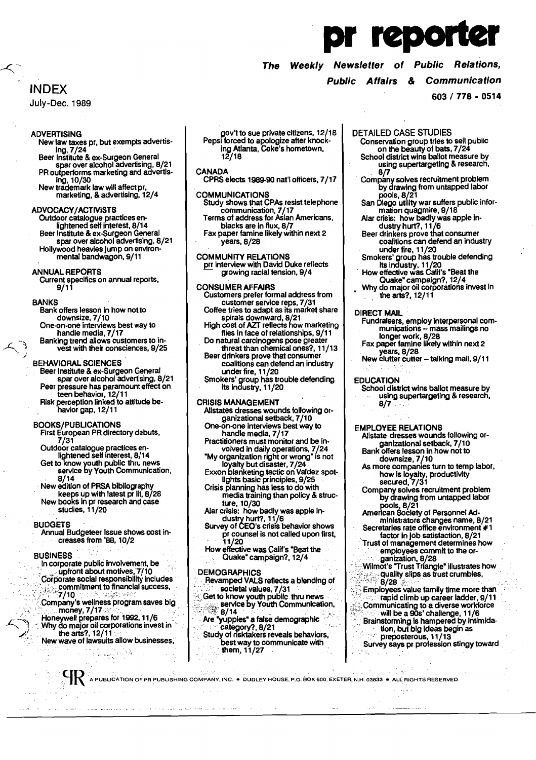# pr reporter

***The Weekly Newsletter of Public Relations, Public Affairs & Communication***

603 / 778 - 0514

## INDEX

July-Dec. 1989

### ADVERTISING

- New law taxes pr, but exempts advertising, 7/24
- Beer Institute & ex-Surgeon General spar over alcohol advertising, 8/21
- PR outperforms marketing and advertising, 10/30
- New trademark law will affect pr, marketing, & advertising, 12/4

### ADVOCACY/ACTIVISTS

- Outdoor catalogue practices enlightened self interest, 8/14
- Beer Institute & ex-Surgeon General spar over alcohol advertising, 8/21
- Hollywood heavies jump on environmental bandwagon, 9/11

### ANNUAL REPORTS

- Current specifics on annual reports, 9/11

### BANKS

- Bank offers lesson in how not to downsize, 7/10
- One-on-one interviews best way to handle media, 7/17
- Banking trend allows customers to invest with their consciences, 9/25

### BEHAVIORAL SCIENCES

- Beer Institute & ex-Surgeon General spar over alcohol advertising, 8/21
- Peer pressure has paramount effect on teen behavior, 12/11
- Risk perception linked to attitude behavior gap, 12/11

### BOOKS/PUBLICATIONS

- First European PR directory debuts, 7/31
- Outdoor catalogue practices enlightened self interest, 8/14
- Get to know youth public thru news service by Youth Communication, 8/14
- New edition of PRSA bibliography keeps up with latest pr lit, 8/28
- New books in pr research and case studies, 11/20

### BUDGETS

- Annual Budgeteer Issue shows cost increases from '88, 10/2

### BUSINESS

- In corporate public involvement, be upfront about motives, 7/10
- Corporate social responsibility includes commitment to financial success, 7/10
- Company's wellness program saves big money, 7/17
- Honeywell prepares for 1992, 11/6
- Why do major oil corporations invest in the arts?, 12/11
- New wave of lawsuits allow businesses, gov't to sue private citizens, 12/18
- Pepsi forced to apologize after knocking Atlanta, Coke's hometown, 12/18

### CANADA

- CPRS elects 1989-90 nat'l officers, 7/17

### COMMUNICATIONS

- Study shows that CPAs resist telephone communication, 7/17
- Terms of address for Asian Americans, blacks are in flux, 8/7
- Fax paper famine likely within next 2 years, 8/28

### COMMUNITY RELATIONS

- prr interview with David Duke reflects growing racial tension, 9/4

### CONSUMER AFFAIRS

- Customers prefer formal address from customer service reps, 7/31
- Coffee tries to adapt as its market share spirals downward, 8/21
- High cost of AZT reflects how marketing flies in face of relationships, 9/11
- Do natural carcinogens pose greater threat than chemical ones?, 11/13
- Beer drinkers prove that consumer coalitions can defend an industry under fire, 11/20
- Smokers' group has trouble defending its industry, 11/20

### CRISIS MANAGEMENT

- Allstates dresses wounds following organizational setback, 7/10
- One-on-one interviews best way to handle media, 7/17
- Practitioners must monitor and be involved in daily operations, 7/24
- "My organization right or wrong" is not loyalty but disaster, 7/24
- Exxon blanketing tactic on Valdez spotlights basic principles, 9/25
- Crisis planning has less to do with media training than policy & structure, 10/30
- Alar crisis: how badly was apple industry hurt?, 11/6
- Survey of CEO's crisis behavior shows pr counsel is not called upon first, 11/20
- How effective was Calif's "Beat the Quake" campaign?, 12/4

### DEMOGRAPHICS

- Revamped VALS reflects a blending of societal values, 7/31
- Get to know youth public thru news service by Youth Communication, 8/14
- Are "yuppies" a false demographic category?, 8/21
- Study of risktakers reveals behaviors, best way to communicate with them, 11/27

### DETAILED CASE STUDIES

- Conservation group tries to sell public on the beauty of bats, 7/24
- School district wins ballot measure by using supertargeting & research, 8/7
- Company solves recruitment problem by drawing from untapped labor pools, 8/21
- San Diego utility war suffers public information quagmire, 9/18
- Alar crisis: how badly was apple industry hurt?, 11/6
- Beer drinkers prove that consumer coalitions can defend an industry under fire, 11/20
- Smokers' group has trouble defending its industry, 11/20
- How effective was Calif's "Beat the Quake" campaign?, 12/4
- Why do major oil corporations invest in the arts?, 12/11

### DIRECT MAIL

- Fundraisers, employ interpersonal communications -- mass mailings no longer work, 8/28
- Fax paper famine likely within next 2 years, 8/28
- New clutter cutter -- talking mail, 9/11

### EDUCATION

- School district wins ballot measure by using supertargeting & research, 8/7

### EMPLOYEE RELATIONS

- Allstate dresses wounds following organizational setback, 7/10
- Bank offers lesson in how not to downsize, 7/10
- As more companies turn to temp labor, how is loyalty, productivity secured, 7/31
- Company solves recruitment problem by drawing from untapped labor pools, 8/21
- American Society of Personnel Administrators changes name, 8/21
- Secretaries rate office environment #1 factor in job satisfaction, 8/21
- Trust of management determines how employees commit to the organization, 8/28
- Wilmot's "Trust Triangle" illustrates how quality slips as trust crumbles, 8/28
- Employees value family time more than rapid climb up career ladder, 9/11
- Communicating to a diverse workforce will be a 90s' challenge, 11/6
- Brainstorming is hampered by intimidation, but big ideas begin as preposterous, 11/13
- Survey says pr profession stingy toward

A PUBLICATION OF PR PUBLISHING COMPANY, INC. • DUDLEY HOUSE, P.O. BOX 600, EXETER, N.H. 03833 • ALL RIGHTS RESERVED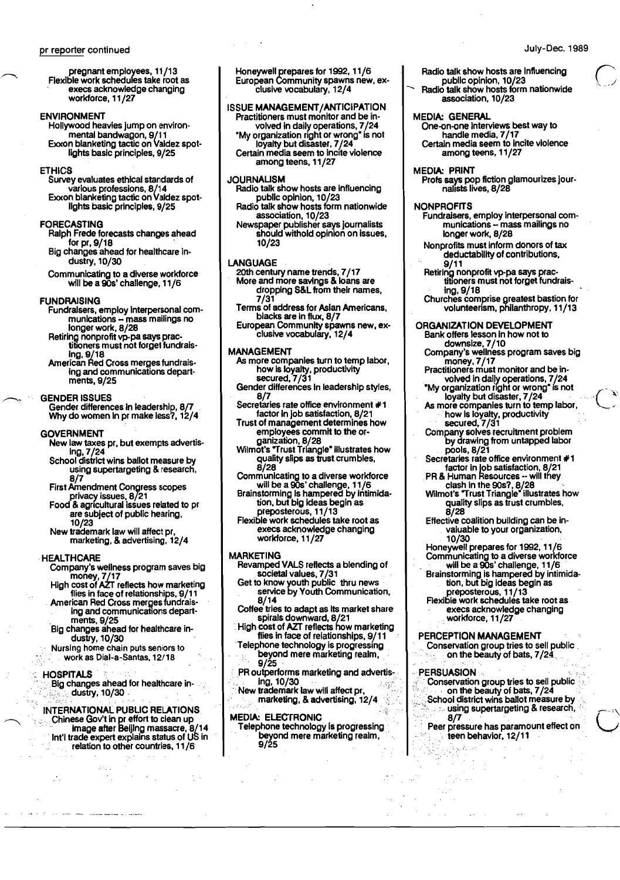pregnant employees, 11/13
Flexible work schedules take root as execs acknowledge changing workforce, 11/27

**ENVIRONMENT**
Hollywood heavies jump on environmental bandwagon, 9/11
Exxon blanketing tactic on Valdez spotlights basic principles, 9/25

**ETHICS**
Survey evaluates ethical standards of various professions, 8/14
Exxon blanketing tactic on Valdez spotlights basic principles, 9/25

**FORECASTING**
Ralph Frede forecasts changes ahead for pr, 9/18
Big changes ahead for healthcare industry, 10/30
Communicating to a diverse workforce will be a 90s' challenge, 11/6

**FUNDRAISING**
Fundraisers, employ interpersonal communications -- mass mailings no longer work, 8/28
Retiring nonprofit vp-pa says practitioners must not forget fundraising, 9/18
American Red Cross merges fundraising and communications departments, 9/25

**GENDER ISSUES**
Gender differences in leadership, 8/7
Why do women in pr make less?, 12/4

**GOVERNMENT**
New law taxes pr, but exempts advertising, 7/24
School district wins ballot measure by using supertargeting & research, 8/7
First Amendment Congress scopes privacy issues, 8/21
Food & agricultural issues related to pr are subject of public hearing, 10/23
New trademark law will affect pr, marketing, & advertising, 12/4

**HEALTHCARE**
Company's wellness program saves big money, 7/17
High cost of AZT reflects how marketing flies in face of relationships, 9/11
American Red Cross merges fundraising and communications departments, 9/25
Big changes ahead for healthcare industry, 10/30
Nursing home chain puts seniors to work as Dial-a-Santas, 12/18

**HOSPITALS**
Big changes ahead for healthcare industry, 10/30

**INTERNATIONAL PUBLIC RELATIONS**
Chinese Gov't in pr effort to clean up image after Beijing massacre, 8/14
Int'l trade expert explains status of US in relation to other countries, 11/6
Honeywell prepares for 1992, 11/6
European Community spawns new, exclusive vocabulary, 12/4

**ISSUE MANAGEMENT/ANTICIPATION**
Practitioners must monitor and be involved in daily operations, 7/24
"My organization right or wrong" is not loyalty but disaster, 7/24
Certain media seem to incite violence among teens, 11/27

**JOURNALISM**
Radio talk show hosts are influencing public opinion, 10/23
Radio talk show hosts form nationwide association, 10/23
Newspaper publisher says journalists should withold opinion on issues, 10/23

**LANGUAGE**
20th century name trends, 7/17
More and more savings & loans are dropping S&L from their names, 7/31
Terms of address for Asian Americans, blacks are in flux, 8/7
European Community spawns new, exclusive vocabulary, 12/4

**MANAGEMENT**
As more companies turn to temp labor, how is loyalty, productivity secured, 7/31
Gender differences in leadership styles, 8/7
Secretaries rate office environment #1 factor in job satisfaction, 8/21
Trust of management determines how employees commit to the organization, 8/28
Wilmot's "Trust Triangle" illustrates how quality slips as trust crumbles, 8/28
Communicating to a diverse workforce will be a 90s' challenge, 11/6
Brainstorming is hampered by intimidation, but big ideas begin as preposterous, 11/13
Flexible work schedules take root as execs acknowledge changing workforce, 11/27

**MARKETING**
Revamped VALS reflects a blending of societal values, 7/31
Get to know youth public thru news service by Youth Communication, 8/14
Coffee tries to adapt as its market share spirals downward, 8/21
High cost of AZT reflects how marketing flies in face of relationships, 9/11
Telephone technology is progressing beyond mere marketing realm, 9/25
PR outperforms marketing and advertising, 10/30
New trademark law will affect pr, marketing, & advertising, 12/4

**MEDIA: ELECTRONIC**
Telephone technology is progressing beyond mere marketing realm, 9/25
Radio talk show hosts are influencing public opinion, 10/23
Radio talk show hosts form nationwide association, 10/23

**MEDIA: GENERAL**
One-on-one interviews best way to handle media, 7/17
Certain media seem to incite violence among teens, 11/27

**MEDIA: PRINT**
Profs says pop fiction glamourizes journalists lives, 8/28

**NONPROFITS**
Fundraisers, employ interpersonal communications -- mass mailings no longer work, 8/28
Nonprofits must inform donors of tax deductability of contributions, 9/11
Retiring nonprofit vp-pa says practitioners must not forget fundraising, 9/18
Churches comprise greatest bastion for volunteerism, philanthropy, 11/13

**ORGANIZATION DEVELOPMENT**
Bank offers lesson in how not to downsize, 7/10
Company's wellness program saves big money, 7/17
Practitioners must monitor and be involved in daily operations, 7/24
"My organization right or wrong" is not loyalty but disaster, 7/24
As more companies turn to temp labor, how is loyalty, productivity secured, 7/31
Company solves recruitment problem by drawing from untapped labor pools, 8/21
Secretaries rate office environment #1 factor in job satisfaction, 8/21
PR & Human Resources -- will they clash in the 90s?, 8/28
Wilmot's "Trust Triangle" illustrates how quality slips as trust crumbles, 8/28
Effective coalition building can be invaluable to your organization, 10/30
Honeywell prepares for 1992, 11/6
Communicating to a diverse workforce will be a 90s' challenge, 11/6
Brainstorming is hampered by intimidation, but big ideas begin as preposterous, 11/13
Flexible work schedules take root as execs acknowledge changing workforce, 11/27

**PERCEPTION MANAGEMENT**
Conservation group tries to sell public on the beauty of bats, 7/24

**PERSUASION**
Conservation group tries to sell public on the beauty of bats, 7/24
School district wins ballot measure by using supertargeting & research, 8/7
Peer pressure has paramount effect on teen behavior, 12/11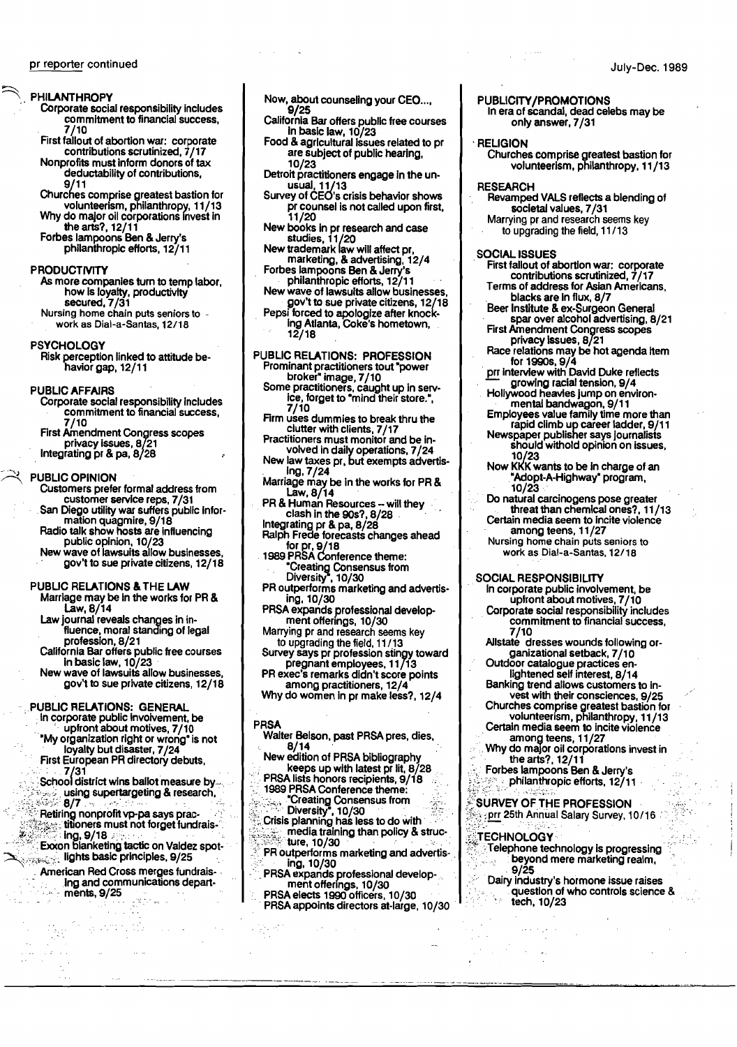pr reporter continued

July-Dec. 1989

## PHILANTHROPY

- Corporate social responsibility includes commitment to financial success, 7/10
- First fallout of abortion war: corporate contributions scrutinized, 7/17
- Nonprofits must inform donors of tax deductability of contributions, 9/11
- Churches comprise greatest bastion for volunteerism, philanthropy, 11/13
- Why do major oil corporations invest in the arts?, 12/11
- Forbes lampoons Ben & Jerry's philanthropic efforts, 12/11

## PRODUCTIVITY

- As more companies turn to temp labor, how is loyalty, productivity secured, 7/31
- Nursing home chain puts seniors to work as Dial-a-Santas, 12/18

## PSYCHOLOGY

- Risk perception linked to attitude behavior gap, 12/11

## PUBLIC AFFAIRS

- Corporate social responsibility includes commitment to financial success, 7/10
- First Amendment Congress scopes privacy issues, 8/21
- Integrating pr & pa, 8/28

## PUBLIC OPINION

- Customers prefer formal address from customer service reps, 7/31
- San Diego utility war suffers public information quagmire, 9/18
- Radio talk show hosts are influencing public opinion, 10/23
- New wave of lawsuits allow businesses, gov't to sue private citizens, 12/18

## PUBLIC RELATIONS & THE LAW

- Marriage may be in the works for PR & Law, 8/14
- Law journal reveals changes in influence, moral standing of legal profession, 8/21
- California Bar offers public free courses in basic law, 10/23
- New wave of lawsuits allow businesses, gov't to sue private citizens, 12/18

## PUBLIC RELATIONS: GENERAL

- In corporate public involvement, be upfront about motives, 7/10
- "My organization right or wrong" is not loyalty but disaster, 7/24
- First European PR directory debuts, 7/31
- School district wins ballot measure by using supertargeting & research, 8/7
- Retiring nonprofit vp-pa says practitioners must not forget fundraising, 9/18
- Exxon blanketing tactic on Valdez spotlights basic principles, 9/25
- American Red Cross merges fundraising and communications departments, 9/25
- Now, about counseling your CEO..., 9/25
- California Bar offers public free courses in basic law, 10/23
- Food & agricultural issues related to pr are subject of public hearing, 10/23
- Detroit practitioners engage in the unusual, 11/13
- Survey of CEO's crisis behavior shows pr counsel is not called upon first, 11/20
- New books in pr research and case studies, 11/20
- New trademark law will affect pr, marketing, & advertising, 12/4
- Forbes lampoons Ben & Jerry's philanthropic efforts, 12/11
- New wave of lawsuits allow businesses, gov't to sue private citizens, 12/18
- Pepsi forced to apologize after knocking Atlanta, Coke's hometown, 12/18

## PUBLIC RELATIONS: PROFESSION

- Prominant practitioners tout "power broker" image, 7/10
- Some practitioners, caught up in service, forget to "mind their store.", 7/10
- Firm uses dummies to break thru the clutter with clients, 7/17
- Practitioners must monitor and be involved in daily operations, 7/24
- New law taxes pr, but exempts advertising, 7/24
- Marriage may be in the works for PR & Law, 8/14
- PR & Human Resources -- will they clash in the 90s?, 8/28
- Integrating pr & pa, 8/28
- Ralph Frede forecasts changes ahead for pr, 9/18
- 1989 PRSA Conference theme: "Creating Consensus from Diversity", 10/30
- PR outperforms marketing and advertising, 10/30
- PRSA expands professional development offerings, 10/30
- Marrying pr and research seems key to upgrading the field, 11/13
- Survey says pr profession stingy toward pregnant employees, 11/13
- PR exec's remarks didn't score points among practitioners, 12/4
- Why do women in pr make less?, 12/4

## PRSA

- Walter Belson, past PRSA pres, dies, 8/14
- New edition of PRSA bibliography keeps up with latest pr lit, 8/28
- PRSA lists honors recipients, 9/18
- 1989 PRSA Conference theme: "Creating Consensus from Diversity", 10/30
- Crisis planning has less to do with media training than policy & structure, 10/30
- PR outperforms marketing and advertising, 10/30
- PRSA expands professional development offerings, 10/30
- PRSA elects 1990 officers, 10/30
- PRSA appoints directors at-large, 10/30

## PUBLICITY/PROMOTIONS

- In era of scandal, dead celebs may be only answer, 7/31

## RELIGION

- Churches comprise greatest bastion for volunteerism, philanthropy, 11/13

## RESEARCH

- Revamped VALS reflects a blending of societal values, 7/31
- Marrying pr and research seems key to upgrading the field, 11/13

## SOCIAL ISSUES

- First fallout of abortion war: corporate contributions scrutinized, 7/17
- Terms of address for Asian Americans, blacks are in flux, 8/7
- Beer Institute & ex-Surgeon General spar over alcohol advertising, 8/21
- First Amendment Congress scopes privacy issues, 8/21
- Race relations may be hot agenda item for 1990s, 9/4
- prr interview with David Duke reflects growing racial tension, 9/4
- Hollywood heavies jump on environmental bandwagon, 9/11
- Employees value family time more than rapid climb up career ladder, 9/11
- Newspaper publisher says journalists should withold opinion on issues, 10/23
- Now KKK wants to be in charge of an "Adopt-A-Highway" program, 10/23
- Do natural carcinogens pose greater threat than chemical ones?, 11/13
- Certain media seem to incite violence among teens, 11/27
- Nursing home chain puts seniors to work as Dial-a-Santas, 12/18

## SOCIAL RESPONSIBILITY

- In corporate public involvement, be upfront about motives, 7/10
- Corporate social responsibility includes commitment to financial success, 7/10
- Allstate dresses wounds following organizational setback, 7/10
- Outdoor catalogue practices enlightened self interest, 8/14
- Banking trend allows customers to invest with their consciences, 9/25
- Churches comprise greatest bastion for volunteerism, philanthropy, 11/13
- Certain media seem to incite violence among teens, 11/27
- Why do major oil corporations invest in the arts?, 12/11
- Forbes lampoons Ben & Jerry's philanthropic efforts, 12/11

## SURVEY OF THE PROFESSION

- prr 25th Annual Salary Survey, 10/16

## TECHNOLOGY

- Telephone technology is progressing beyond mere marketing realm, 9/25
- Dairy industry's hormone issue raises question of who controls science & tech, 10/23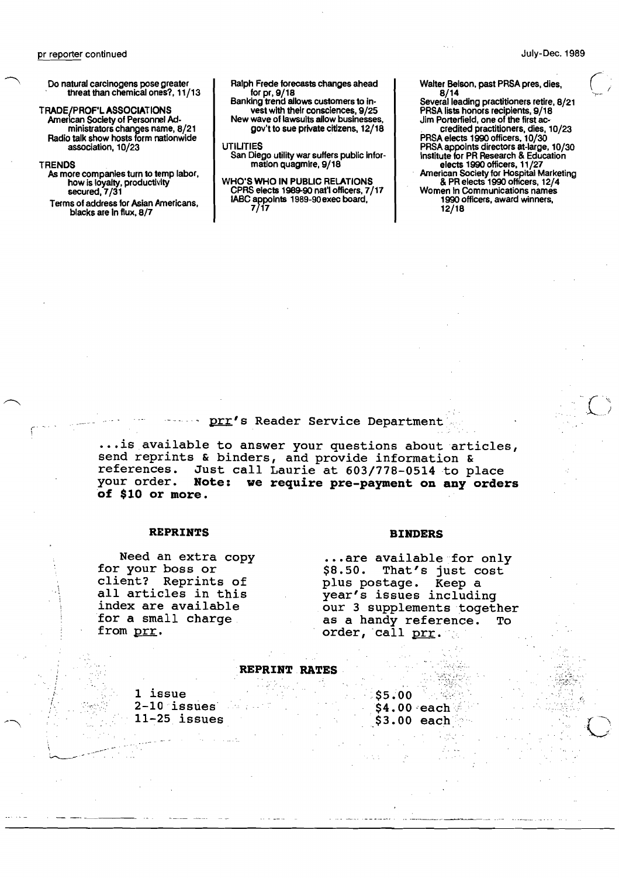Do natural carcinogens pose greater threat than chemical ones?, 11/13

TRADE/PROF'L ASSOCIATIONS
- American Society of Personnel Administrators changes name, 8/21
- Radio talk show hosts form nationwide association, 10/23

TRENDS
- As more companies turn to temp labor, how is loyalty, productivity secured, 7/31
- Terms of address for Asian Americans, blacks are in flux, 8/7

Ralph Frede forecasts changes ahead for pr, 9/18
Banking trend allows customers to invest with their consciences, 9/25
New wave of lawsuits allow businesses, gov't to sue private citizens, 12/18

UTILITIES
- San Diego utility war suffers public information quagmire, 9/18

WHO'S WHO IN PUBLIC RELATIONS
- CPRS elects 1989-90 nat'l officers, 7/17
- IABC appoints 1989-90 exec board, 7/17
- Walter Belson, past PRSA pres, dies, 8/14
- Several leading practitioners retire, 8/21
- PRSA lists honors recipients, 9/18
- Jim Porterfield, one of the first accredited practitioners, dies, 10/23
- PRSA elects 1990 officers, 10/30
- PRSA appoints directors at-large, 10/30
- Institute for PR Research & Education elects 1990 officers, 11/27
- American Society for Hospital Marketing & PR elects 1990 officers, 12/4
- Women in Communications names 1990 officers, award winners, 12/18

## prr's Reader Service Department

...is available to answer your questions about articles, send reprints & binders, and provide information & references. Just call Laurie at 603/778-0514 to place your order. **Note: we require pre-payment on any orders of $10 or more.**

### REPRINTS

Need an extra copy for your boss or client? Reprints of all articles in this index are available for a small charge from prr.

### BINDERS

...are available for only $8.50. That's just cost plus postage. Keep a year's issues including our 3 supplements together as a handy reference. To order, call prr.

### REPRINT RATES

| | |
|---|---|
| 1 issue | $5.00 |
| 2-10 issues | $4.00 each |
| 11-25 issues | $3.00 each |